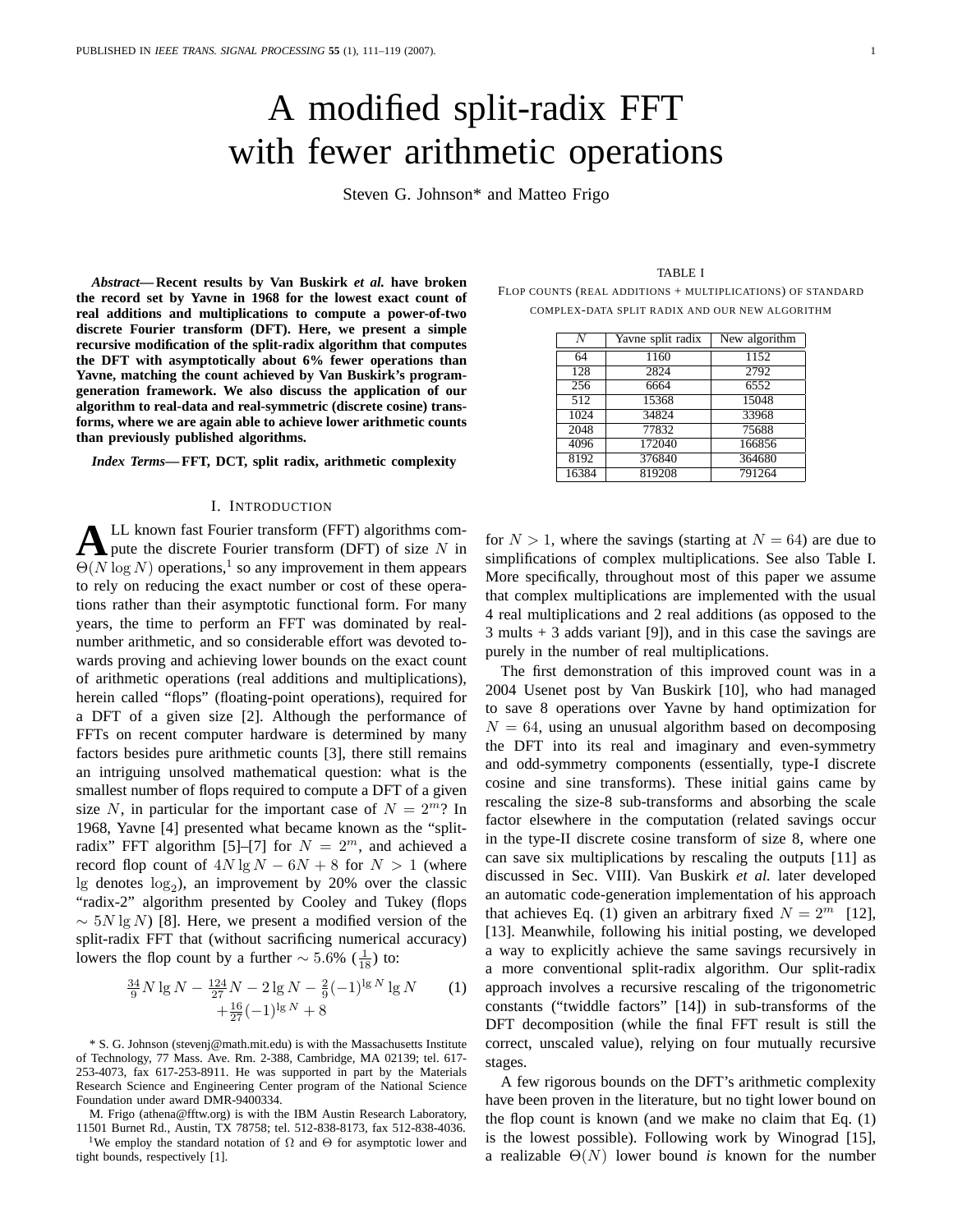# A modified split-radix FFT with fewer arithmetic operations

Steven G. Johnson* and Matteo Frigo

***Abstract*— Recent results by Van Buskirk *et al.* have broken the record set by Yavne in 1968 for the lowest exact count of real additions and multiplications to compute a power-of-two discrete Fourier transform (DFT). Here, we present a simple recursive modification of the split-radix algorithm that computes the DFT with asymptotically about 6% fewer operations than Yavne, matching the count achieved by Van Buskirk's program-generation framework. We also discuss the application of our algorithm to real-data and real-symmetric (discrete cosine) transforms, where we are again able to achieve lower arithmetic counts than previously published algorithms.**

***Index Terms*— FFT, DCT, split radix, arithmetic complexity**

## I. Introduction

All known fast Fourier transform (FFT) algorithms compute the discrete Fourier transform (DFT) of size $N$ in $\Theta(N \log N)$ operations,[1] so any improvement in them appears to rely on reducing the exact number or cost of these operations rather than their asymptotic functional form. For many years, the time to perform an FFT was dominated by real-number arithmetic, and so considerable effort was devoted towards proving and achieving lower bounds on the exact count of arithmetic operations (real additions and multiplications), herein called "flops" (floating-point operations), required for a DFT of a given size [2]. Although the performance of FFTs on recent computer hardware is determined by many factors besides pure arithmetic counts [3], there still remains an intriguing unsolved mathematical question: what is the smallest number of flops required to compute a DFT of a given size $N$, in particular for the important case of $N = 2^m$? In 1968, Yavne [4] presented what became known as the "split-radix" FFT algorithm [5]–[7] for $N = 2^m$, and achieved a record flop count of $4N \lg N - 6N + 8$ for $N > 1$ (where $\lg$ denotes $\log_2$), an improvement by 20% over the classic "radix-2" algorithm presented by Cooley and Tukey (flops $\sim 5N \lg N$) [8]. Here, we present a modified version of the split-radix FFT that (without sacrificing numerical accuracy) lowers the flop count by a further $\sim 5.6\%$ ($\frac{1}{18}$) to:

$$\frac{34}{9} N \lg N - \frac{124}{27} N - 2 \lg N - \frac{2}{9} (-1)^{\lg N} \lg N + \frac{16}{27} (-1)^{\lg N} + 8 \qquad (1)$$

for $N > 1$, where the savings (starting at $N = 64$) are due to simplifications of complex multiplications. See also Table I. More specifically, throughout most of this paper we assume that complex multiplications are implemented with the usual 4 real multiplications and 2 real additions (as opposed to the 3 mults + 3 adds variant [9]), and in this case the savings are purely in the number of real multiplications.

TABLE I

Flop counts (real additions + multiplications) of standard complex-data split radix and our new algorithm

| $N$ | Yavne split radix | New algorithm |
|---|---|---|
| 64 | 1160 | 1152 |
| 128 | 2824 | 2792 |
| 256 | 6664 | 6552 |
| 512 | 15368 | 15048 |
| 1024 | 34824 | 33968 |
| 2048 | 77832 | 75688 |
| 4096 | 172040 | 166856 |
| 8192 | 376840 | 364680 |
| 16384 | 819208 | 791264 |

The first demonstration of this improved count was in a 2004 Usenet post by Van Buskirk [10], who had managed to save 8 operations over Yavne by hand optimization for $N = 64$, using an unusual algorithm based on decomposing the DFT into its real and imaginary and even-symmetry and odd-symmetry components (essentially, type-I discrete cosine and sine transforms). These initial gains came by rescaling the size-8 sub-transforms and absorbing the scale factor elsewhere in the computation (related savings occur in the type-II discrete cosine transform of size 8, where one can save six multiplications by rescaling the outputs [11] as discussed in Sec. VIII). Van Buskirk *et al.* later developed an automatic code-generation implementation of his approach that achieves Eq. (1) given an arbitrary fixed $N = 2^m$ [12], [13]. Meanwhile, following his initial posting, we developed a way to explicitly achieve the same savings recursively in a more conventional split-radix algorithm. Our split-radix approach involves a recursive rescaling of the trigonometric constants ("twiddle factors" [14]) in sub-transforms of the DFT decomposition (while the final FFT result is still the correct, unscaled value), relying on four mutually recursive stages.

A few rigorous bounds on the DFT's arithmetic complexity have been proven in the literature, but no tight lower bound on the flop count is known (and we make no claim that Eq. (1) is the lowest possible). Following work by Winograd [15], a realizable $\Theta(N)$ lower bound *is* known for the number

* S. G. Johnson (stevenj@math.mit.edu) is with the Massachusetts Institute of Technology, 77 Mass. Ave. Rm. 2-388, Cambridge, MA 02139; tel. 617-253-4073, fax 617-253-8911. He was supported in part by the Materials Research Science and Engineering Center program of the National Science Foundation under award DMR-9400334.

M. Frigo (athena@fftw.org) is with the IBM Austin Research Laboratory, 11501 Burnet Rd., Austin, TX 78758; tel. 512-838-8173, fax 512-838-4036.

[1] We employ the standard notation of $\Omega$ and $\Theta$ for asymptotic lower and tight bounds, respectively [1].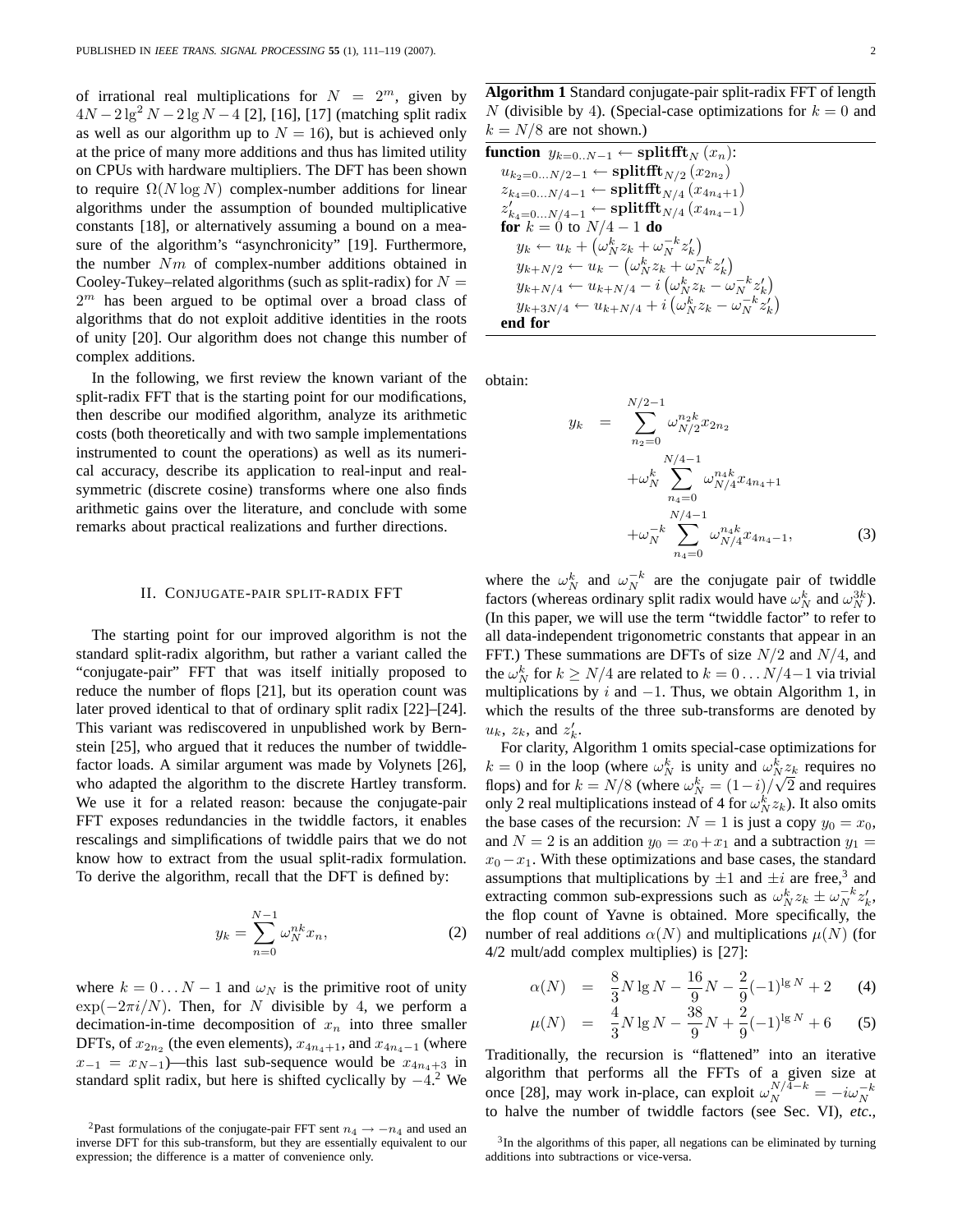of irrational real multiplications for $N = 2^m$, given by $4N - 2\lg^2 N - 2\lg N - 4$ [2], [16], [17] (matching split radix as well as our algorithm up to $N = 16$), but is achieved only at the price of many more additions and thus has limited utility on CPUs with hardware multipliers. The DFT has been shown to require $\Omega(N \log N)$ complex-number additions for linear algorithms under the assumption of bounded multiplicative constants [18], or alternatively assuming a bound on a measure of the algorithm's "asynchronicity" [19]. Furthermore, the number $Nm$ of complex-number additions obtained in Cooley-Tukey–related algorithms (such as split-radix) for $N = 2^m$ has been argued to be optimal over a broad class of algorithms that do not exploit additive identities in the roots of unity [20]. Our algorithm does not change this number of complex additions.

In the following, we first review the known variant of the split-radix FFT that is the starting point for our modifications, then describe our modified algorithm, analyze its arithmetic costs (both theoretically and with two sample implementations instrumented to count the operations) as well as its numerical accuracy, describe its application to real-input and real-symmetric (discrete cosine) transforms where one also finds arithmetic gains over the literature, and conclude with some remarks about practical realizations and further directions.

## II. Conjugate-pair split-radix FFT

The starting point for our improved algorithm is not the standard split-radix algorithm, but rather a variant called the "conjugate-pair" FFT that was itself initially proposed to reduce the number of flops [21], but its operation count was later proved identical to that of ordinary split radix [22]–[24]. This variant was rediscovered in unpublished work by Bernstein [25], who argued that it reduces the number of twiddle-factor loads. A similar argument was made by Volynets [26], who adapted the algorithm to the discrete Hartley transform. We use it for a related reason: because the conjugate-pair FFT exposes redundancies in the twiddle factors, it enables rescalings and simplifications of twiddle pairs that we do not know how to extract from the usual split-radix formulation. To derive the algorithm, recall that the DFT is defined by:

$$y_k = \sum_{n=0}^{N-1} \omega_N^{nk} x_n, \tag{2}$$

where $k = 0 \dots N-1$ and $\omega_N$ is the primitive root of unity $\exp(-2\pi i/N)$. Then, for $N$ divisible by 4, we perform a decimation-in-time decomposition of $x_n$ into three smaller DFTs, of $x_{2n_2}$ (the even elements), $x_{4n_4+1}$, and $x_{4n_4-1}$ (where $x_{-1} = x_{N-1}$)—this last sub-sequence would be $x_{4n_4+3}$ in standard split radix, but here is shifted cyclically by $-4$.[2] We obtain:

$$\begin{aligned} y_k = & \sum_{n_2=0}^{N/2-1} \omega_{N/2}^{n_2 k} x_{2n_2} \\ & + \omega_N^k \sum_{n_4=0}^{N/4-1} \omega_{N/4}^{n_4 k} x_{4n_4+1} \\ & + \omega_N^{-k} \sum_{n_4=0}^{N/4-1} \omega_{N/4}^{n_4 k} x_{4n_4-1}, \end{aligned} \tag{3}$$

where the $\omega_N^k$ and $\omega_N^{-k}$ are the conjugate pair of twiddle factors (whereas ordinary split radix would have $\omega_N^k$ and $\omega_N^{3k}$). (In this paper, we will use the term "twiddle factor" to refer to all data-independent trigonometric constants that appear in an FFT.) These summations are DFTs of size $N/2$ and $N/4$, and the $\omega_N^k$ for $k \geq N/4$ are related to $k = 0 \dots N/4-1$ via trivial multiplications by $i$ and $-1$. Thus, we obtain Algorithm 1, in which the results of the three sub-transforms are denoted by $u_k$, $z_k$, and $z'_k$.

**Algorithm 1** Standard conjugate-pair split-radix FFT of length $N$ (divisible by 4). (Special-case optimizations for $k = 0$ and $k = N/8$ are not shown.)

**function** $y_{k=0..N-1} \leftarrow \mathbf{splitfft}_N(x_n)$:
  $u_{k_2=0\dots N/2-1} \leftarrow \mathbf{splitfft}_{N/2}(x_{2n_2})$
  $z_{k_4=0\dots N/4-1} \leftarrow \mathbf{splitfft}_{N/4}(x_{4n_4+1})$
  $z'_{k_4=0\dots N/4-1} \leftarrow \mathbf{splitfft}_{N/4}(x_{4n_4-1})$
  **for** $k = 0$ to $N/4-1$ **do**
    $y_k \leftarrow u_k + \left(\omega_N^k z_k + \omega_N^{-k} z'_k\right)$
    $y_{k+N/2} \leftarrow u_k - \left(\omega_N^k z_k + \omega_N^{-k} z'_k\right)$
    $y_{k+N/4} \leftarrow u_{k+N/4} - i\left(\omega_N^k z_k - \omega_N^{-k} z'_k\right)$
    $y_{k+3N/4} \leftarrow u_{k+N/4} + i\left(\omega_N^k z_k - \omega_N^{-k} z'_k\right)$
  **end for**

For clarity, Algorithm 1 omits special-case optimizations for $k = 0$ in the loop (where $\omega_N^k$ is unity and $\omega_N^k z_k$ requires no flops) and for $k = N/8$ (where $\omega_N^k = (1-i)/\sqrt{2}$ and requires only 2 real multiplications instead of 4 for $\omega_N^k z_k$). It also omits the base cases of the recursion: $N = 1$ is just a copy $y_0 = x_0$, and $N = 2$ is an addition $y_0 = x_0 + x_1$ and a subtraction $y_1 = x_0 - x_1$. With these optimizations and base cases, the standard assumptions that multiplications by $\pm 1$ and $\pm i$ are free,[3] and extracting common sub-expressions such as $\omega_N^k z_k \pm \omega_N^{-k} z'_k$, the flop count of Yavne is obtained. More specifically, the number of real additions $\alpha(N)$ and multiplications $\mu(N)$ (for 4/2 mult/add complex multiplies) is [27]:

$$\alpha(N) = \frac{8}{3} N \lg N - \frac{16}{9} N - \frac{2}{9}(-1)^{\lg N} + 2 \tag{4}$$

$$\mu(N) = \frac{4}{3} N \lg N - \frac{38}{9} N + \frac{2}{9}(-1)^{\lg N} + 6 \tag{5}$$

Traditionally, the recursion is "flattened" into an iterative algorithm that performs all the FFTs of a given size at once [28], may work in-place, can exploit $\omega_N^{N/4-k} = -i\omega_N^{-k}$ to halve the number of twiddle factors (see Sec. VI), *etc.*,

[2] Past formulations of the conjugate-pair FFT sent $n_4 \to -n_4$ and used an inverse DFT for this sub-transform, but they are essentially equivalent to our expression; the difference is a matter of convenience only.

[3] In the algorithms of this paper, all negations can be eliminated by turning additions into subtractions or vice-versa.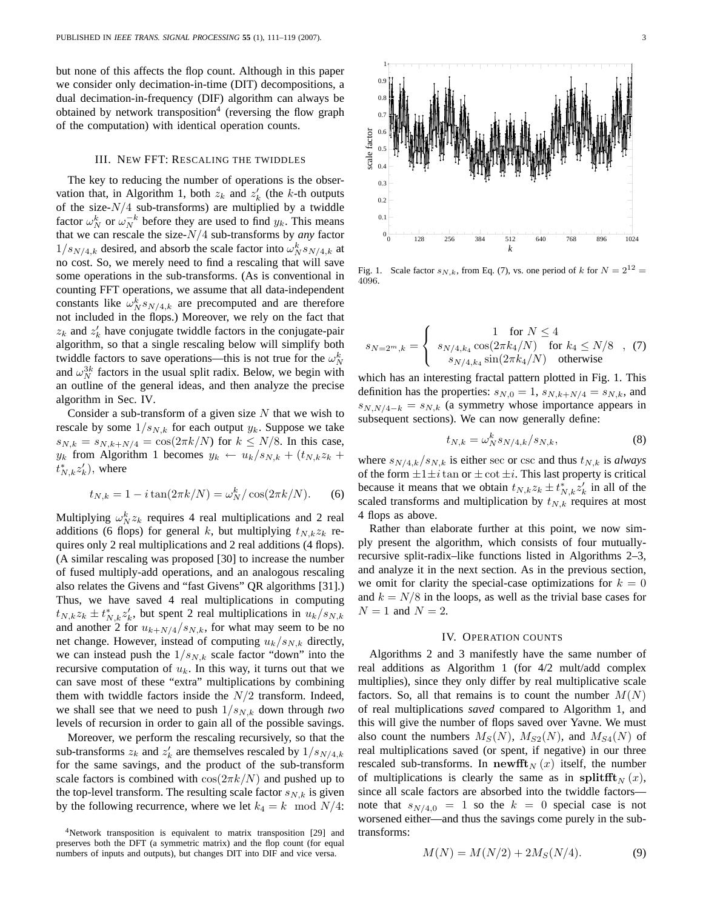but none of this affects the flop count. Although in this paper we consider only decimation-in-time (DIT) decompositions, a dual decimation-in-frequency (DIF) algorithm can always be obtained by network transposition[4] (reversing the flow graph of the computation) with identical operation counts.

## III. New FFT: Rescaling the twiddles

The key to reducing the number of operations is the observation that, in Algorithm 1, both $z_k$ and $z'_k$ (the $k$-th outputs of the size-$N/4$ sub-transforms) are multiplied by a twiddle factor $\omega_N^k$ or $\omega_N^{-k}$ before they are used to find $y_k$. This means that we can rescale the size-$N/4$ sub-transforms by *any* factor $1/s_{N/4,k}$ desired, and absorb the scale factor into $\omega_N^k s_{N/4,k}$ at no cost. So, we merely need to find a rescaling that will save some operations in the sub-transforms. (As is conventional in counting FFT operations, we assume that all data-independent constants like $\omega_N^k s_{N/4,k}$ are precomputed and are therefore not included in the flops.) Moreover, we rely on the fact that $z_k$ and $z'_k$ have conjugate twiddle factors in the conjugate-pair algorithm, so that a single rescaling below will simplify both twiddle factors to save operations—this is not true for the $\omega_N^k$ and $\omega_N^{3k}$ factors in the usual split radix. Below, we begin with an outline of the general ideas, and then analyze the precise algorithm in Sec. IV.

Consider a sub-transform of a given size $N$ that we wish to rescale by some $1/s_{N,k}$ for each output $y_k$. Suppose we take $s_{N,k} = s_{N,k+N/4} = \cos(2\pi k/N)$ for $k \leq N/8$. In this case, $y_k$ from Algorithm 1 becomes $y_k \leftarrow u_k/s_{N,k} + (t_{N,k} z_k + t^*_{N,k} z'_k)$, where

$$t_{N,k} = 1 - i\tan(2\pi k/N) = \omega_N^k / \cos(2\pi k/N). \qquad (6)$$

Multiplying $\omega_N^k z_k$ requires 4 real multiplications and 2 real additions (6 flops) for general $k$, but multiplying $t_{N,k} z_k$ requires only 2 real multiplications and 2 real additions (4 flops). (A similar rescaling was proposed [30] to increase the number of fused multiply-add operations, and an analogous rescaling also relates the Givens and "fast Givens" QR algorithms [31].) Thus, we have saved 4 real multiplications in computing $t_{N,k} z_k \pm t^*_{N,k} z'_k$, but spent 2 real multiplications in $u_k/s_{N,k}$ and another 2 for $u_{k+N/4}/s_{N,k}$, for what may seem to be no net change. However, instead of computing $u_k/s_{N,k}$ directly, we can instead push the $1/s_{N,k}$ scale factor "down" into the recursive computation of $u_k$. In this way, it turns out that we can save most of these "extra" multiplications by combining them with twiddle factors inside the $N/2$ transform. Indeed, we shall see that we need to push $1/s_{N,k}$ down through *two* levels of recursion in order to gain all of the possible savings.

Moreover, we perform the rescaling recursively, so that the sub-transforms $z_k$ and $z'_k$ are themselves rescaled by $1/s_{N/4,k}$ for the same savings, and the product of the sub-transform scale factors is combined with $\cos(2\pi k/N)$ and pushed up to the top-level transform. The resulting scale factor $s_{N,k}$ is given by the following recurrence, where we let $k_4 = k \mod N/4$:

$$s_{N=2^m,k} = \begin{cases} 1 & \text{for } N \leq 4 \\ s_{N/4,k_4}\cos(2\pi k_4/N) & \text{for } k_4 \leq N/8 \\ s_{N/4,k_4}\sin(2\pi k_4/N) & \text{otherwise} \end{cases}, \qquad (7)$$

which has an interesting fractal pattern plotted in Fig. 1. This definition has the properties: $s_{N,0} = 1$, $s_{N,k+N/4} = s_{N,k}$, and $s_{N,N/4-k} = s_{N,k}$ (a symmetry whose importance appears in subsequent sections). We can now generally define:

$$t_{N,k} = \omega_N^k s_{N/4,k}/s_{N,k}, \qquad (8)$$

where $s_{N/4,k}/s_{N,k}$ is either sec or csc and thus $t_{N,k}$ is *always* of the form $\pm 1 \pm i\tan$ or $\pm\cot \pm i$. This last property is critical because it means that we obtain $t_{N,k} z_k \pm t^*_{N,k} z'_k$ in all of the scaled transforms and multiplication by $t_{N,k}$ requires at most 4 flops as above.

Fig. 1. Scale factor $s_{N,k}$, from Eq. (7), vs. one period of $k$ for $N = 2^{12} = 4096$.

Rather than elaborate further at this point, we now simply present the algorithm, which consists of four mutually-recursive split-radix–like functions listed in Algorithms 2–3, and analyze it in the next section. As in the previous section, we omit for clarity the special-case optimizations for $k = 0$ and $k = N/8$ in the loops, as well as the trivial base cases for $N = 1$ and $N = 2$.

## IV. Operation counts

Algorithms 2 and 3 manifestly have the same number of real additions as Algorithm 1 (for 4/2 mult/add complex multiplies), since they only differ by real multiplicative scale factors. So, all that remains is to count the number $M(N)$ of real multiplications *saved* compared to Algorithm 1, and this will give the number of flops saved over Yavne. We must also count the numbers $M_S(N)$, $M_{S2}(N)$, and $M_{S4}(N)$ of real multiplications saved (or spent, if negative) in our three rescaled sub-transforms. In $\mathbf{newfft}_N(x)$ itself, the number of multiplications is clearly the same as in $\mathbf{splitfft}_N(x)$, since all scale factors are absorbed into the twiddle factors—note that $s_{N/4,0} = 1$ so the $k = 0$ special case is not worsened either—and thus the savings come purely in the sub-transforms:

$$M(N) = M(N/2) + 2M_S(N/4). \qquad (9)$$

[4] Network transposition is equivalent to matrix transposition [29] and preserves both the DFT (a symmetric matrix) and the flop count (for equal numbers of inputs and outputs), but changes DIT into DIF and vice versa.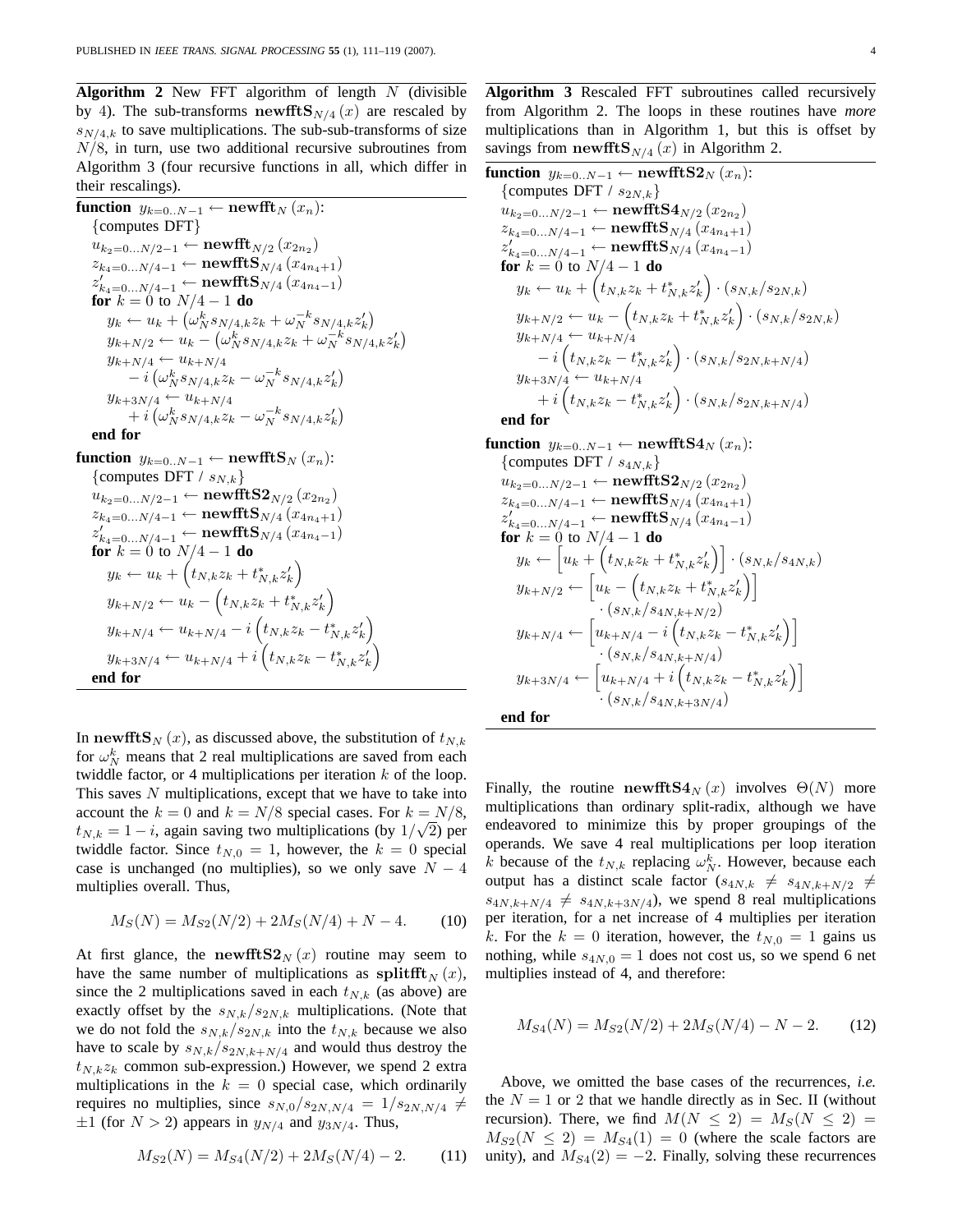**Algorithm 2** New FFT algorithm of length $N$ (divisible by 4). The sub-transforms $\mathbf{newfftS}_{N/4}(x)$ are rescaled by $s_{N/4,k}$ to save multiplications. The sub-sub-transforms of size $N/8$, in turn, use two additional recursive subroutines from Algorithm 3 (four recursive functions in all, which differ in their rescalings).

**function** $y_{k=0..N-1} \leftarrow \mathbf{newfft}_N(x_n)$:
  {computes DFT}
  $u_{k_2=0...N/2-1} \leftarrow \mathbf{newfft}_{N/2}(x_{2n_2})$
  $z_{k_4=0...N/4-1} \leftarrow \mathbf{newfftS}_{N/4}(x_{4n_4+1})$
  $z'_{k_4=0...N/4-1} \leftarrow \mathbf{newfftS}_{N/4}(x_{4n_4-1})$
  **for** $k = 0$ to $N/4-1$ **do**
    $y_k \leftarrow u_k + \left(\omega_N^k s_{N/4,k} z_k + \omega_N^{-k} s_{N/4,k} z'_k\right)$
    $y_{k+N/2} \leftarrow u_k - \left(\omega_N^k s_{N/4,k} z_k + \omega_N^{-k} s_{N/4,k} z'_k\right)$
    $y_{k+N/4} \leftarrow u_{k+N/4} - i\left(\omega_N^k s_{N/4,k} z_k - \omega_N^{-k} s_{N/4,k} z'_k\right)$
    $y_{k+3N/4} \leftarrow u_{k+N/4} + i\left(\omega_N^k s_{N/4,k} z_k - \omega_N^{-k} s_{N/4,k} z'_k\right)$
  **end for**

**function** $y_{k=0..N-1} \leftarrow \mathbf{newfftS}_N(x_n)$:
  {computes DFT / $s_{N,k}$}
  $u_{k_2=0...N/2-1} \leftarrow \mathbf{newfftS2}_{N/2}(x_{2n_2})$
  $z_{k_4=0...N/4-1} \leftarrow \mathbf{newfftS}_{N/4}(x_{4n_4+1})$
  $z'_{k_4=0...N/4-1} \leftarrow \mathbf{newfftS}_{N/4}(x_{4n_4-1})$
  **for** $k = 0$ to $N/4-1$ **do**
    $y_k \leftarrow u_k + \left(t_{N,k} z_k + t^*_{N,k} z'_k\right)$
    $y_{k+N/2} \leftarrow u_k - \left(t_{N,k} z_k + t^*_{N,k} z'_k\right)$
    $y_{k+N/4} \leftarrow u_{k+N/4} - i\left(t_{N,k} z_k - t^*_{N,k} z'_k\right)$
    $y_{k+3N/4} \leftarrow u_{k+N/4} + i\left(t_{N,k} z_k - t^*_{N,k} z'_k\right)$
  **end for**

In $\mathbf{newfftS}_N(x)$, as discussed above, the substitution of $t_{N,k}$ for $\omega_N^k$ means that 2 real multiplications are saved from each twiddle factor, or 4 multiplications per iteration $k$ of the loop. This saves $N$ multiplications, except that we have to take into account the $k = 0$ and $k = N/8$ special cases. For $k = N/8$, $t_{N,k} = 1 - i$, again saving two multiplications (by $1/\sqrt{2}$) per twiddle factor. Since $t_{N,0} = 1$, however, the $k = 0$ special case is unchanged (no multiplies), so we only save $N - 4$ multiplies overall. Thus,

$$M_S(N) = M_{S2}(N/2) + 2M_S(N/4) + N - 4. \tag{10}$$

At first glance, the $\mathbf{newfftS2}_N(x)$ routine may seem to have the same number of multiplications as $\mathbf{splitfft}_N(x)$, since the 2 multiplications saved in each $t_{N,k}$ (as above) are exactly offset by the $s_{N,k}/s_{2N,k}$ multiplications. (Note that we do not fold the $s_{N,k}/s_{2N,k}$ into the $t_{N,k}$ because we also have to scale by $s_{N,k}/s_{2N,k+N/4}$ and would thus destroy the $t_{N,k} z_k$ common sub-expression.) However, we spend 2 extra multiplications in the $k = 0$ special case, which ordinarily requires no multiplies, since $s_{N,0}/s_{2N,N/4} = 1/s_{2N,N/4} \neq \pm 1$ (for $N > 2$) appears in $y_{N/4}$ and $y_{3N/4}$. Thus,

$$M_{S2}(N) = M_{S4}(N/2) + 2M_S(N/4) - 2. \tag{11}$$

**Algorithm 3** Rescaled FFT subroutines called recursively from Algorithm 2. The loops in these routines have *more* multiplications than in Algorithm 1, but this is offset by savings from $\mathbf{newfftS}_{N/4}(x)$ in Algorithm 2.

**function** $y_{k=0..N-1} \leftarrow \mathbf{newfftS2}_N(x_n)$:
  {computes DFT / $s_{2N,k}$}
  $u_{k_2=0...N/2-1} \leftarrow \mathbf{newfftS4}_{N/2}(x_{2n_2})$
  $z_{k_4=0...N/4-1} \leftarrow \mathbf{newfftS}_{N/4}(x_{4n_4+1})$
  $z'_{k_4=0...N/4-1} \leftarrow \mathbf{newfftS}_{N/4}(x_{4n_4-1})$
  **for** $k = 0$ to $N/4-1$ **do**
    $y_k \leftarrow u_k + \left(t_{N,k} z_k + t^*_{N,k} z'_k\right) \cdot (s_{N,k}/s_{2N,k})$
    $y_{k+N/2} \leftarrow u_k - \left(t_{N,k} z_k + t^*_{N,k} z'_k\right) \cdot (s_{N,k}/s_{2N,k})$
    $y_{k+N/4} \leftarrow u_{k+N/4} - i\left(t_{N,k} z_k - t^*_{N,k} z'_k\right) \cdot (s_{N,k}/s_{2N,k+N/4})$
    $y_{k+3N/4} \leftarrow u_{k+N/4} + i\left(t_{N,k} z_k - t^*_{N,k} z'_k\right) \cdot (s_{N,k}/s_{2N,k+N/4})$
  **end for**

**function** $y_{k=0..N-1} \leftarrow \mathbf{newfftS4}_N(x_n)$:
  {computes DFT / $s_{4N,k}$}
  $u_{k_2=0...N/2-1} \leftarrow \mathbf{newfftS2}_{N/2}(x_{2n_2})$
  $z_{k_4=0...N/4-1} \leftarrow \mathbf{newfftS}_{N/4}(x_{4n_4+1})$
  $z'_{k_4=0...N/4-1} \leftarrow \mathbf{newfftS}_{N/4}(x_{4n_4-1})$
  **for** $k = 0$ to $N/4-1$ **do**
    $y_k \leftarrow \left[u_k + \left(t_{N,k} z_k + t^*_{N,k} z'_k\right)\right] \cdot (s_{N,k}/s_{4N,k})$
    $y_{k+N/2} \leftarrow \left[u_k - \left(t_{N,k} z_k + t^*_{N,k} z'_k\right)\right] \cdot (s_{N,k}/s_{4N,k+N/2})$
    $y_{k+N/4} \leftarrow \left[u_{k+N/4} - i\left(t_{N,k} z_k - t^*_{N,k} z'_k\right)\right] \cdot (s_{N,k}/s_{4N,k+N/4})$
    $y_{k+3N/4} \leftarrow \left[u_{k+N/4} + i\left(t_{N,k} z_k - t^*_{N,k} z'_k\right)\right] \cdot (s_{N,k}/s_{4N,k+3N/4})$
  **end for**

Finally, the routine $\mathbf{newfftS4}_N(x)$ involves $\Theta(N)$ more multiplications than ordinary split-radix, although we have endeavored to minimize this by proper groupings of the operands. We save 4 real multiplications per loop iteration $k$ because of the $t_{N,k}$ replacing $\omega_N^k$. However, because each output has a distinct scale factor ($s_{4N,k} \neq s_{4N,k+N/2} \neq s_{4N,k+N/4} \neq s_{4N,k+3N/4}$), we spend 8 real multiplications per iteration, for a net increase of 4 multiplies per iteration $k$. For the $k = 0$ iteration, however, the $t_{N,0} = 1$ gains us nothing, while $s_{4N,0} = 1$ does not cost us, so we spend 6 net multiplies instead of 4, and therefore:

$$M_{S4}(N) = M_{S2}(N/2) + 2M_S(N/4) - N - 2. \tag{12}$$

Above, we omitted the base cases of the recurrences, *i.e.* the $N = 1$ or 2 that we handle directly as in Sec. II (without recursion). There, we find $M(N \leq 2) = M_S(N \leq 2) = M_{S2}(N \leq 2) = M_{S4}(1) = 0$ (where the scale factors are unity), and $M_{S4}(2) = -2$. Finally, solving these recurrences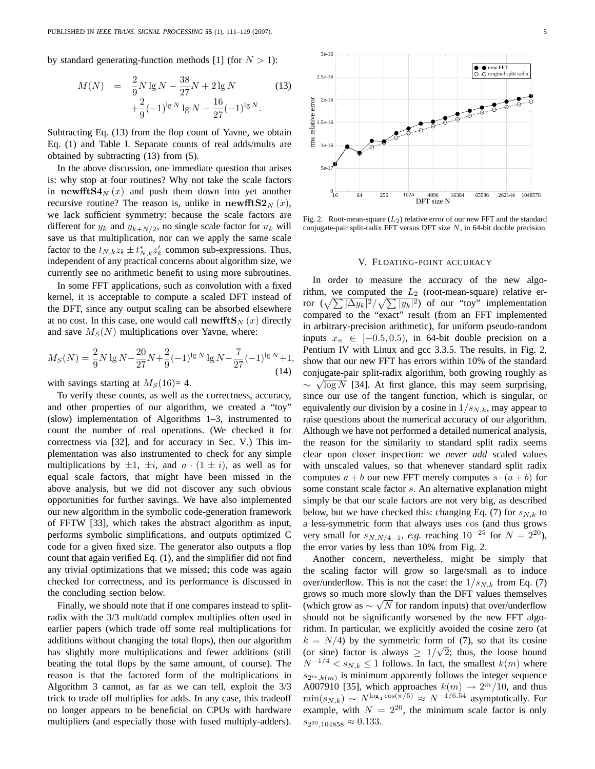by standard generating-function methods [1] (for $N > 1$):

$$M(N) = \frac{2}{9}N \lg N - \frac{38}{27}N + 2 \lg N + \frac{2}{9}(-1)^{\lg N} \lg N - \frac{16}{27}(-1)^{\lg N}. \quad (13)$$

Subtracting Eq. (13) from the flop count of Yavne, we obtain Eq. (1) and Table I. Separate counts of real adds/mults are obtained by subtracting (13) from (5).

In the above discussion, one immediate question that arises is: why stop at four routines? Why not take the scale factors in $\mathbf{newfftS4}_N(x)$ and push them down into yet another recursive routine? The reason is, unlike in $\mathbf{newfftS2}_N(x)$, we lack sufficient symmetry: because the scale factors are different for $y_k$ and $y_{k+N/2}$, no single scale factor for $u_k$ will save us that multiplication, nor can we apply the same scale factor to the $t_{N,k} z_k \pm t^*_{N,k} z'_k$ common sub-expressions. Thus, independent of any practical concerns about algorithm size, we currently see no arithmetic benefit to using more subroutines.

In some FFT applications, such as convolution with a fixed kernel, it is acceptable to compute a scaled DFT instead of the DFT, since any output scaling can be absorbed elsewhere at no cost. In this case, one would call $\mathbf{newfftS}_N(x)$ directly and save $M_S(N)$ multiplications over Yavne, where:

$$M_S(N) = \frac{2}{9}N \lg N - \frac{20}{27}N + \frac{2}{9}(-1)^{\lg N} \lg N - \frac{7}{27}(-1)^{\lg N} + 1, \quad (14)$$

with savings starting at $M_S(16) = 4$.

To verify these counts, as well as the correctness, accuracy, and other properties of our algorithm, we created a "toy" (slow) implementation of Algorithms 1–3, instrumented to count the number of real operations. (We checked it for correctness via [32], and for accuracy in Sec. V.) This implementation was also instrumented to check for any simple multiplications by $\pm 1$, $\pm i$, and $a \cdot (1 \pm i)$, as well as for equal scale factors, that might have been missed in the above analysis, but we did not discover any such obvious opportunities for further savings. We have also implemented our new algorithm in the symbolic code-generation framework of FFTW [33], which takes the abstract algorithm as input, performs symbolic simplifications, and outputs optimized C code for a given fixed size. The generator also outputs a flop count that again verified Eq. (1), and the simplifier did not find any trivial optimizations that we missed; this code was again checked for correctness, and its performance is discussed in the concluding section below.

Finally, we should note that if one compares instead to split-radix with the 3/3 mult/add complex multiplies often used in earlier papers (which trade off some real multiplications for additions without changing the total flops), then our algorithm has slightly more multiplications and fewer additions (still beating the total flops by the same amount, of course). The reason is that the factored form of the multiplications in Algorithm 3 cannot, as far as we can tell, exploit the 3/3 trick to trade off multiplies for adds. In any case, this tradeoff no longer appears to be beneficial on CPUs with hardware multipliers (and especially those with fused multiply-adders).

Fig. 2. Root-mean-square ($L_2$) relative error of our new FFT and the standard conjugate-pair split-radix FFT versus DFT size $N$, in 64-bit double precision.

## V. Floating-point accuracy

In order to measure the accuracy of the new algorithm, we computed the $L_2$ (root-mean-square) relative error ($\sqrt{\sum |\Delta y_k|^2} / \sqrt{\sum |y_k|^2}$) of our "toy" implementation compared to the "exact" result (from an FFT implemented in arbitrary-precision arithmetic), for uniform pseudo-random inputs $x_n \in [-0.5, 0.5)$, in 64-bit double precision on a Pentium IV with Linux and gcc 3.3.5. The results, in Fig. 2, show that our new FFT has errors within 10% of the standard conjugate-pair split-radix algorithm, both growing roughly as $\sim \sqrt{\log N}$ [34]. At first glance, this may seem surprising, since our use of the tangent function, which is singular, or equivalently our division by a cosine in $1/s_{N,k}$, may appear to raise questions about the numerical accuracy of our algorithm. Although we have not performed a detailed numerical analysis, the reason for the similarity to standard split radix seems clear upon closer inspection: we *never add* scaled values with unscaled values, so that whenever standard split radix computes $a + b$ our new FFT merely computes $s \cdot (a + b)$ for some constant scale factor $s$. An alternative explanation might simply be that our scale factors are not very big, as described below, but we have checked this: changing Eq. (7) for $s_{N,k}$ to a less-symmetric form that always uses $\cos$ (and thus grows very small for $s_{N,N/4-1}$, *e.g.* reaching $10^{-25}$ for $N = 2^{20}$), the error varies by less than 10% from Fig. 2.

Another concern, nevertheless, might be simply that the scaling factor will grow so large/small as to induce over/underflow. This is not the case: the $1/s_{N,k}$ from Eq. (7) grows so much more slowly than the DFT values themselves (which grow as $\sim \sqrt{N}$ for random inputs) that over/underflow should not be significantly worsened by the new FFT algorithm. In particular, we explicitly avoided the cosine zero (at $k = N/4$) by the symmetric form of (7), so that its cosine (or sine) factor is always $\geq 1/\sqrt{2}$; thus, the loose bound $N^{-1/4} < s_{N,k} \leq 1$ follows. In fact, the smallest $k(m)$ where $s_{2^m,k(m)}$ is minimum apparently follows the integer sequence A007910 [35], which approaches $k(m) \to 2^m/10$, and thus $\min(s_{N,k}) \sim N^{\log_4 \cos(\pi/5)} \approx N^{-1/6.54}$ asymptotically. For example, with $N = 2^{20}$, the minimum scale factor is only $s_{2^{20},104858} \approx 0.133$.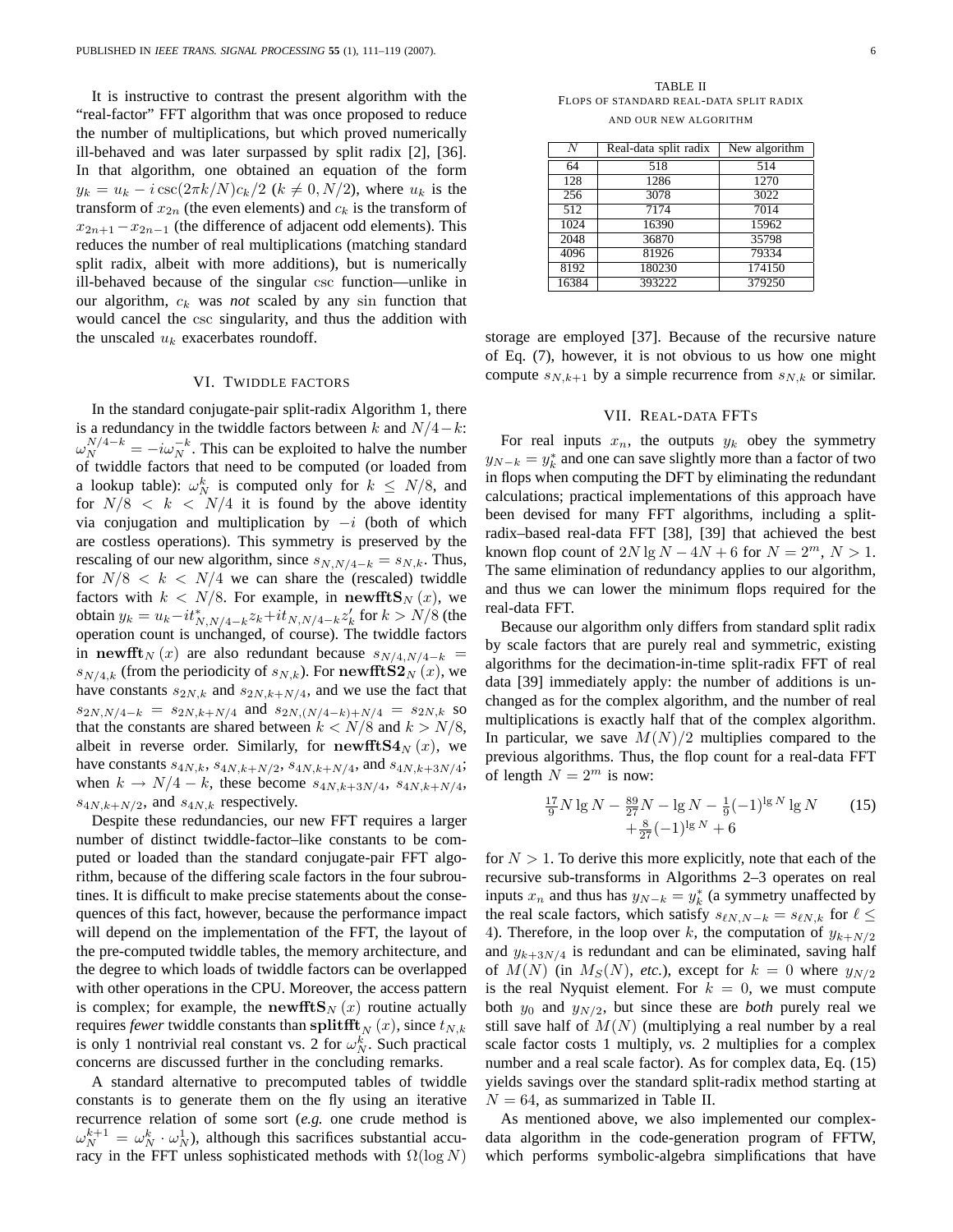It is instructive to contrast the present algorithm with the "real-factor" FFT algorithm that was once proposed to reduce the number of multiplications, but which proved numerically ill-behaved and was later surpassed by split radix [2], [36]. In that algorithm, one obtained an equation of the form $y_k = u_k - i\csc(2\pi k/N)c_k/2$ ($k \neq 0, N/2$), where $u_k$ is the transform of $x_{2n}$ (the even elements) and $c_k$ is the transform of $x_{2n+1} - x_{2n-1}$ (the difference of adjacent odd elements). This reduces the number of real multiplications (matching standard split radix, albeit with more additions), but is numerically ill-behaved because of the singular csc function—unlike in our algorithm, $c_k$ was *not* scaled by any sin function that would cancel the csc singularity, and thus the addition with the unscaled $u_k$ exacerbates roundoff.

## VI. Twiddle factors

In the standard conjugate-pair split-radix Algorithm 1, there is a redundancy in the twiddle factors between $k$ and $N/4-k$: $\omega_N^{N/4-k} = -i\omega_N^{-k}$. This can be exploited to halve the number of twiddle factors that need to be computed (or loaded from a lookup table): $\omega_N^k$ is computed only for $k \leq N/8$, and for $N/8 < k < N/4$ it is found by the above identity via conjugation and multiplication by $-i$ (both of which are costless operations). This symmetry is preserved by the rescaling of our new algorithm, since $s_{N,N/4-k} = s_{N,k}$. Thus, for $N/8 < k < N/4$ we can share the (rescaled) twiddle factors with $k < N/8$. For example, in $\mathbf{newfftS}_N(x)$, we obtain $y_k = u_k - it^*_{N,N/4-k}z_k + it_{N,N/4-k}z'_k$ for $k > N/8$ (the operation count is unchanged, of course). The twiddle factors in $\mathbf{newfft}_N(x)$ are also redundant because $s_{N/4,N/4-k} = s_{N/4,k}$ (from the periodicity of $s_{N,k}$). For $\mathbf{newfftS2}_N(x)$, we have constants $s_{2N,k}$ and $s_{2N,k+N/4}$, and we use the fact that $s_{2N,N/4-k} = s_{2N,k+N/4}$ and $s_{2N,(N/4-k)+N/4} = s_{2N,k}$ so that the constants are shared between $k < N/8$ and $k > N/8$, albeit in reverse order. Similarly, for $\mathbf{newfftS4}_N(x)$, we have constants $s_{4N,k}$, $s_{4N,k+N/2}$, $s_{4N,k+N/4}$, and $s_{4N,k+3N/4}$; when $k \to N/4-k$, these become $s_{4N,k+3N/4}$, $s_{4N,k+N/4}$, $s_{4N,k+N/2}$, and $s_{4N,k}$ respectively.

Despite these redundancies, our new FFT requires a larger number of distinct twiddle-factor–like constants to be computed or loaded than the standard conjugate-pair FFT algorithm, because of the differing scale factors in the four subroutines. It is difficult to make precise statements about the consequences of this fact, however, because the performance impact will depend on the implementation of the FFT, the layout of the pre-computed twiddle tables, the memory architecture, and the degree to which loads of twiddle factors can be overlapped with other operations in the CPU. Moreover, the access pattern is complex; for example, the $\mathbf{newfftS}_N(x)$ routine actually requires *fewer* twiddle constants than $\mathbf{splitfft}_N(x)$, since $t_{N,k}$ is only 1 nontrivial real constant vs. 2 for $\omega_N^k$. Such practical concerns are discussed further in the concluding remarks.

A standard alternative to precomputed tables of twiddle constants is to generate them on the fly using an iterative recurrence relation of some sort (*e.g.* one crude method is $\omega_N^{k+1} = \omega_N^k \cdot \omega_N^1$), although this sacrifices substantial accuracy in the FFT unless sophisticated methods with $\Omega(\log N)$ storage are employed [37]. Because of the recursive nature of Eq. (7), however, it is not obvious to us how one might compute $s_{N,k+1}$ by a simple recurrence from $s_{N,k}$ or similar.

TABLE II
Flops of standard real-data split radix and our new algorithm

| $N$ | Real-data split radix | New algorithm |
|---|---|---|
| 64 | 518 | 514 |
| 128 | 1286 | 1270 |
| 256 | 3078 | 3022 |
| 512 | 7174 | 7014 |
| 1024 | 16390 | 15962 |
| 2048 | 36870 | 35798 |
| 4096 | 81926 | 79334 |
| 8192 | 180230 | 174150 |
| 16384 | 393222 | 379250 |

## VII. Real-data FFTs

For real inputs $x_n$, the outputs $y_k$ obey the symmetry $y_{N-k} = y_k^*$ and one can save slightly more than a factor of two in flops when computing the DFT by eliminating the redundant calculations; practical implementations of this approach have been devised for many FFT algorithms, including a split-radix–based real-data FFT [38], [39] that achieved the best known flop count of $2N\lg N - 4N + 6$ for $N = 2^m$, $N > 1$. The same elimination of redundancy applies to our algorithm, and thus we can lower the minimum flops required for the real-data FFT.

Because our algorithm only differs from standard split radix by scale factors that are purely real and symmetric, existing algorithms for the decimation-in-time split-radix FFT of real data [39] immediately apply: the number of additions is unchanged as for the complex algorithm, and the number of real multiplications is exactly half that of the complex algorithm. In particular, we save $M(N)/2$ multiplies compared to the previous algorithms. Thus, the flop count for a real-data FFT of length $N = 2^m$ is now:

$$\begin{aligned} &\tfrac{17}{9}N\lg N - \tfrac{89}{27}N - \lg N - \tfrac{1}{9}(-1)^{\lg N}\lg N \\ &\quad + \tfrac{8}{27}(-1)^{\lg N} + 6 \end{aligned} \tag{15}$$

for $N > 1$. To derive this more explicitly, note that each of the recursive sub-transforms in Algorithms 2–3 operates on real inputs $x_n$ and thus has $y_{N-k} = y_k^*$ (a symmetry unaffected by the real scale factors, which satisfy $s_{\ell N,N-k} = s_{\ell N,k}$ for $\ell \leq 4$). Therefore, in the loop over $k$, the computation of $y_{k+N/2}$ and $y_{k+3N/4}$ is redundant and can be eliminated, saving half of $M(N)$ (in $M_S(N)$, *etc.*), except for $k = 0$ where $y_{N/2}$ is the real Nyquist element. For $k = 0$, we must compute both $y_0$ and $y_{N/2}$, but since these are *both* purely real we still save half of $M(N)$ (multiplying a real number by a real scale factor costs 1 multiply, *vs.* 2 multiplies for a complex number and a real scale factor). As for complex data, Eq. (15) yields savings over the standard split-radix method starting at $N = 64$, as summarized in Table II.

As mentioned above, we also implemented our complex-data algorithm in the code-generation program of FFTW, which performs symbolic-algebra simplifications that have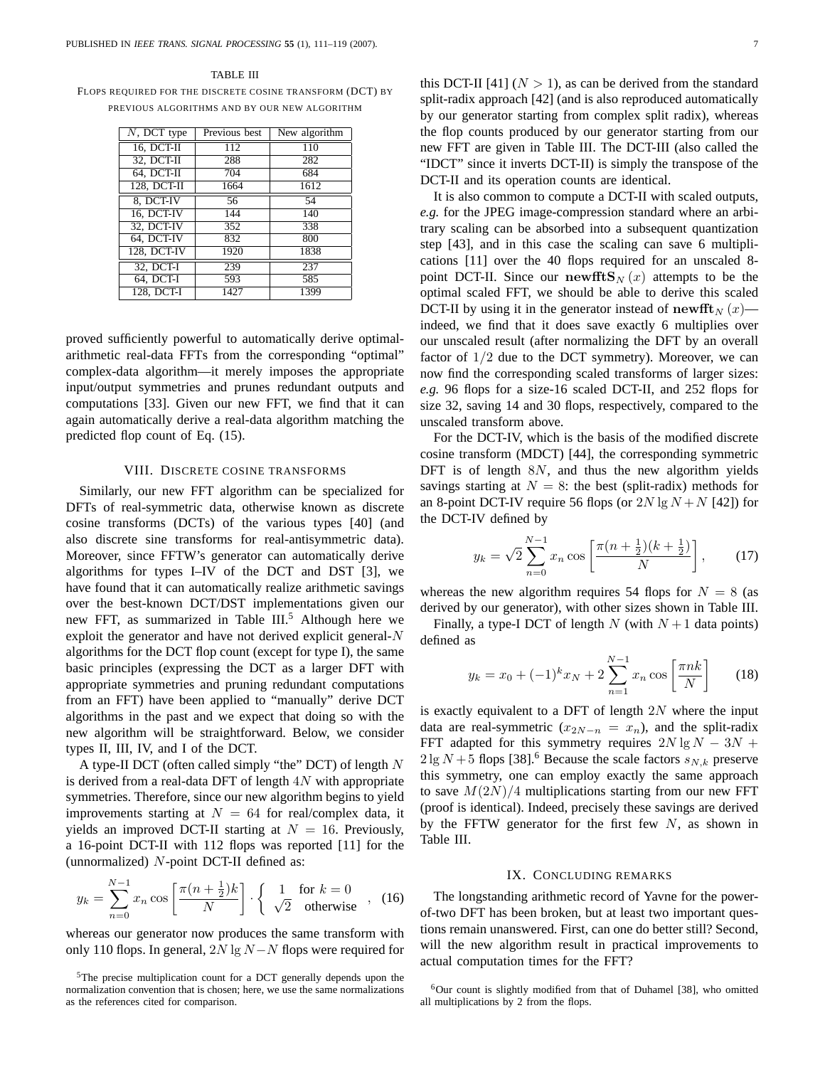TABLE III

FLOPS REQUIRED FOR THE DISCRETE COSINE TRANSFORM (DCT) BY PREVIOUS ALGORITHMS AND BY OUR NEW ALGORITHM

| $N$, DCT type | Previous best | New algorithm |
|---|---|---|
| 16, DCT-II | 112 | 110 |
| 32, DCT-II | 288 | 282 |
| 64, DCT-II | 704 | 684 |
| 128, DCT-II | 1664 | 1612 |
| 8, DCT-IV | 56 | 54 |
| 16, DCT-IV | 144 | 140 |
| 32, DCT-IV | 352 | 338 |
| 64, DCT-IV | 832 | 800 |
| 128, DCT-IV | 1920 | 1838 |
| 32, DCT-I | 239 | 237 |
| 64, DCT-I | 593 | 585 |
| 128, DCT-I | 1427 | 1399 |

proved sufficiently powerful to automatically derive optimal-arithmetic real-data FFTs from the corresponding "optimal" complex-data algorithm—it merely imposes the appropriate input/output symmetries and prunes redundant outputs and computations [33]. Given our new FFT, we find that it can again automatically derive a real-data algorithm matching the predicted flop count of Eq. (15).

## VIII. DISCRETE COSINE TRANSFORMS

Similarly, our new FFT algorithm can be specialized for DFTs of real-symmetric data, otherwise known as discrete cosine transforms (DCTs) of the various types [40] (and also discrete sine transforms for real-antisymmetric data). Moreover, since FFTW's generator can automatically derive algorithms for types I–IV of the DCT and DST [3], we have found that it can automatically realize arithmetic savings over the best-known DCT/DST implementations given our new FFT, as summarized in Table III.[5] Although here we exploit the generator and have not derived explicit general-$N$ algorithms for the DCT flop count (except for type I), the same basic principles (expressing the DCT as a larger DFT with appropriate symmetries and pruning redundant computations from an FFT) have been applied to "manually" derive DCT algorithms in the past and we expect that doing so with the new algorithm will be straightforward. Below, we consider types II, III, IV, and I of the DCT.

A type-II DCT (often called simply "the" DCT) of length $N$ is derived from a real-data DFT of length $4N$ with appropriate symmetries. Therefore, since our new algorithm begins to yield improvements starting at $N = 64$ for real/complex data, it yields an improved DCT-II starting at $N = 16$. Previously, a 16-point DCT-II with 112 flops was reported [11] for the (unnormalized) $N$-point DCT-II defined as:

$$y_k = \sum_{n=0}^{N-1} x_n \cos\left[\frac{\pi(n+\frac{1}{2})k}{N}\right] \cdot \begin{cases} 1 & \text{for } k=0 \\ \sqrt{2} & \text{otherwise} \end{cases}, \quad (16)$$

whereas our generator now produces the same transform with only 110 flops. In general, $2N \lg N - N$ flops were required for this DCT-II [41] ($N > 1$), as can be derived from the standard split-radix approach [42] (and is also reproduced automatically by our generator starting from complex split radix), whereas the flop counts produced by our generator starting from our new FFT are given in Table III. The DCT-III (also called the "IDCT" since it inverts DCT-II) is simply the transpose of the DCT-II and its operation counts are identical.

It is also common to compute a DCT-II with scaled outputs, *e.g.* for the JPEG image-compression standard where an arbitrary scaling can be absorbed into a subsequent quantization step [43], and in this case the scaling can save 6 multiplications [11] over the 40 flops required for an unscaled 8-point DCT-II. Since our $\mathbf{newfftS}_N(x)$ attempts to be the optimal scaled FFT, we should be able to derive this scaled DCT-II by using it in the generator instead of $\mathbf{newfft}_N(x)$—indeed, we find that it does save exactly 6 multiplies over our unscaled result (after normalizing the DFT by an overall factor of $1/2$ due to the DCT symmetry). Moreover, we can now find the corresponding scaled transforms of larger sizes: *e.g.* 96 flops for a size-16 scaled DCT-II, and 252 flops for size 32, saving 14 and 30 flops, respectively, compared to the unscaled transform above.

For the DCT-IV, which is the basis of the modified discrete cosine transform (MDCT) [44], the corresponding symmetric DFT is of length $8N$, and thus the new algorithm yields savings starting at $N = 8$: the best (split-radix) methods for an 8-point DCT-IV require 56 flops (or $2N \lg N + N$ [42]) for the DCT-IV defined by

$$y_k = \sqrt{2} \sum_{n=0}^{N-1} x_n \cos\left[\frac{\pi(n+\frac{1}{2})(k+\frac{1}{2})}{N}\right], \quad (17)$$

whereas the new algorithm requires 54 flops for $N = 8$ (as derived by our generator), with other sizes shown in Table III.

Finally, a type-I DCT of length $N$ (with $N+1$ data points) defined as

$$y_k = x_0 + (-1)^k x_N + 2\sum_{n=1}^{N-1} x_n \cos\left[\frac{\pi n k}{N}\right] \quad (18)$$

is exactly equivalent to a DFT of length $2N$ where the input data are real-symmetric ($x_{2N-n} = x_n$), and the split-radix FFT adapted for this symmetry requires $2N \lg N - 3N + 2 \lg N + 5$ flops [38].[6] Because the scale factors $s_{N,k}$ preserve this symmetry, one can employ exactly the same approach to save $M(2N)/4$ multiplications starting from our new FFT (proof is identical). Indeed, precisely these savings are derived by the FFTW generator for the first few $N$, as shown in Table III.

## IX. CONCLUDING REMARKS

The longstanding arithmetic record of Yavne for the power-of-two DFT has been broken, but at least two important questions remain unanswered. First, can one do better still? Second, will the new algorithm result in practical improvements to actual computation times for the FFT?

[5] The precise multiplication count for a DCT generally depends upon the normalization convention that is chosen; here, we use the same normalizations as the references cited for comparison.

[6] Our count is slightly modified from that of Duhamel [38], who omitted all multiplications by 2 from the flops.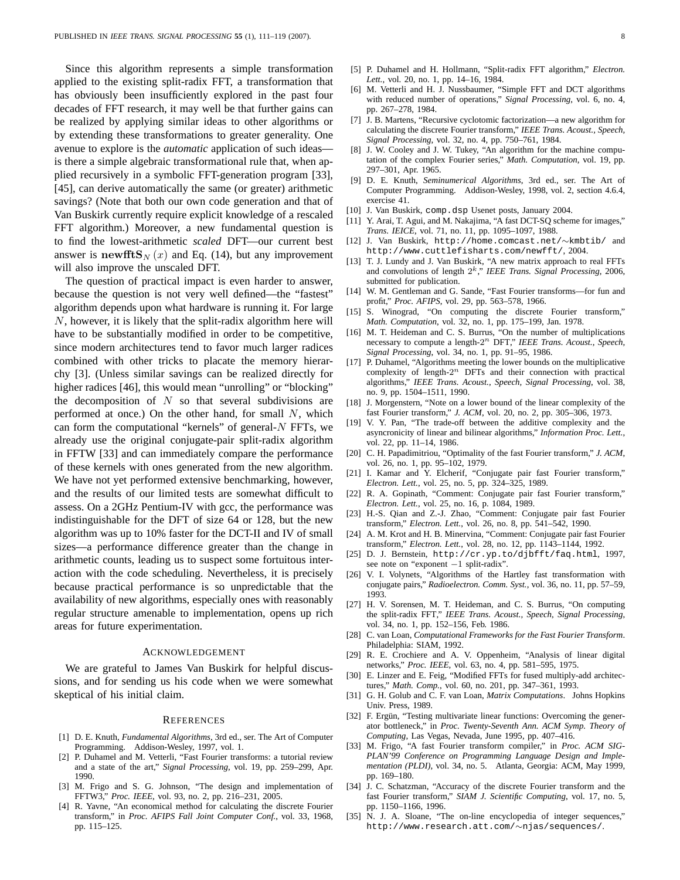Since this algorithm represents a simple transformation applied to the existing split-radix FFT, a transformation that has obviously been insufficiently explored in the past four decades of FFT research, it may well be that further gains can be realized by applying similar ideas to other algorithms or by extending these transformations to greater generality. One avenue to explore is the *automatic* application of such ideas—is there a simple algebraic transformational rule that, when applied recursively in a symbolic FFT-generation program [33], [45], can derive automatically the same (or greater) arithmetic savings? (Note that both our own code generation and that of Van Buskirk currently require explicit knowledge of a rescaled FFT algorithm.) Moreover, a new fundamental question is to find the lowest-arithmetic *scaled* DFT—our current best answer is $\mathbf{newfftS}_N(x)$ and Eq. (14), but any improvement will also improve the unscaled DFT.

The question of practical impact is even harder to answer, because the question is not very well defined—the "fastest" algorithm depends upon what hardware is running it. For large $N$, however, it is likely that the split-radix algorithm here will have to be substantially modified in order to be competitive, since modern architectures tend to favor much larger radices combined with other tricks to placate the memory hierarchy [3]. (Unless similar savings can be realized directly for higher radices [46], this would mean "unrolling" or "blocking" the decomposition of $N$ so that several subdivisions are performed at once.) On the other hand, for small $N$, which can form the computational "kernels" of general-$N$ FFTs, we already use the original conjugate-pair split-radix algorithm in FFTW [33] and can immediately compare the performance of these kernels with ones generated from the new algorithm. We have not yet performed extensive benchmarking, however, and the results of our limited tests are somewhat difficult to assess. On a 2GHz Pentium-IV with gcc, the performance was indistinguishable for the DFT of size 64 or 128, but the new algorithm was up to 10% faster for the DCT-II and IV of small sizes—a performance difference greater than the change in arithmetic counts, leading us to suspect some fortuitous interaction with the code scheduling. Nevertheless, it is precisely because practical performance is so unpredictable that the availability of new algorithms, especially ones with reasonably regular structure amenable to implementation, opens up rich areas for future experimentation.

## Acknowledgement

We are grateful to James Van Buskirk for helpful discussions, and for sending us his code when we were somewhat skeptical of his initial claim.

## References

[1] D. E. Knuth, *Fundamental Algorithms*, 3rd ed., ser. The Art of Computer Programming. Addison-Wesley, 1997, vol. 1.

[2] P. Duhamel and M. Vetterli, "Fast Fourier transforms: a tutorial review and a state of the art," *Signal Processing*, vol. 19, pp. 259–299, Apr. 1990.

[3] M. Frigo and S. G. Johnson, "The design and implementation of FFTW3," *Proc. IEEE*, vol. 93, no. 2, pp. 216–231, 2005.

[4] R. Yavne, "An economical method for calculating the discrete Fourier transform," in *Proc. AFIPS Fall Joint Computer Conf.*, vol. 33, 1968, pp. 115–125.

[5] P. Duhamel and H. Hollmann, "Split-radix FFT algorithm," *Electron. Lett.*, vol. 20, no. 1, pp. 14–16, 1984.

[6] M. Vetterli and H. J. Nussbaumer, "Simple FFT and DCT algorithms with reduced number of operations," *Signal Processing*, vol. 6, no. 4, pp. 267–278, 1984.

[7] J. B. Martens, "Recursive cyclotomic factorization—a new algorithm for calculating the discrete Fourier transform," *IEEE Trans. Acoust., Speech, Signal Processing*, vol. 32, no. 4, pp. 750–761, 1984.

[8] J. W. Cooley and J. W. Tukey, "An algorithm for the machine computation of the complex Fourier series," *Math. Computation*, vol. 19, pp. 297–301, Apr. 1965.

[9] D. E. Knuth, *Seminumerical Algorithms*, 3rd ed., ser. The Art of Computer Programming. Addison-Wesley, 1998, vol. 2, section 4.6.4, exercise 41.

[10] J. Van Buskirk, `comp.dsp` Usenet posts, January 2004.

[11] Y. Arai, T. Agui, and M. Nakajima, "A fast DCT-SQ scheme for images," *Trans. IEICE*, vol. 71, no. 11, pp. 1095–1097, 1988.

[12] J. Van Buskirk, `http://home.comcast.net/~kmbtib/` and `http://www.cuttlefisharts.com/newfft/`, 2004.

[13] T. J. Lundy and J. Van Buskirk, "A new matrix approach to real FFTs and convolutions of length $2^k$," *IEEE Trans. Signal Processing*, 2006, submitted for publication.

[14] W. M. Gentleman and G. Sande, "Fast Fourier transforms—for fun and profit," *Proc. AFIPS*, vol. 29, pp. 563–578, 1966.

[15] S. Winograd, "On computing the discrete Fourier transform," *Math. Computation*, vol. 32, no. 1, pp. 175–199, Jan. 1978.

[16] M. T. Heideman and C. S. Burrus, "On the number of multiplications necessary to compute a length-$2^n$ DFT," *IEEE Trans. Acoust., Speech, Signal Processing*, vol. 34, no. 1, pp. 91–95, 1986.

[17] P. Duhamel, "Algorithms meeting the lower bounds on the multiplicative complexity of length-$2^n$ DFTs and their connection with practical algorithms," *IEEE Trans. Acoust., Speech, Signal Processing*, vol. 38, no. 9, pp. 1504–1511, 1990.

[18] J. Morgenstern, "Note on a lower bound of the linear complexity of the fast Fourier transform," *J. ACM*, vol. 20, no. 2, pp. 305–306, 1973.

[19] V. Y. Pan, "The trade-off between the additive complexity and the asyncronicity of linear and bilinear algorithms," *Information Proc. Lett.*, vol. 22, pp. 11–14, 1986.

[20] C. H. Papadimitriou, "Optimality of the fast Fourier transform," *J. ACM*, vol. 26, no. 1, pp. 95–102, 1979.

[21] I. Kamar and Y. Elcherif, "Conjugate pair fast Fourier transform," *Electron. Lett.*, vol. 25, no. 5, pp. 324–325, 1989.

[22] R. A. Gopinath, "Comment: Conjugate pair fast Fourier transform," *Electron. Lett.*, vol. 25, no. 16, p. 1084, 1989.

[23] H.-S. Qian and Z.-J. Zhao, "Comment: Conjugate pair fast Fourier transform," *Electron. Lett.*, vol. 26, no. 8, pp. 541–542, 1990.

[24] A. M. Krot and H. B. Minervina, "Comment: Conjugate pair fast Fourier transform," *Electron. Lett.*, vol. 28, no. 12, pp. 1143–1144, 1992.

[25] D. J. Bernstein, `http://cr.yp.to/djbfft/faq.html`, 1997, see note on "exponent $-1$ split-radix".

[26] V. I. Volynets, "Algorithms of the Hartley fast transformation with conjugate pairs," *Radioelectron. Comm. Syst.*, vol. 36, no. 11, pp. 57–59, 1993.

[27] H. V. Sorensen, M. T. Heideman, and C. S. Burrus, "On computing the split-radix FFT," *IEEE Trans. Acoust., Speech, Signal Processing*, vol. 34, no. 1, pp. 152–156, Feb. 1986.

[28] C. van Loan, *Computational Frameworks for the Fast Fourier Transform*. Philadelphia: SIAM, 1992.

[29] R. E. Crochiere and A. V. Oppenheim, "Analysis of linear digital networks," *Proc. IEEE*, vol. 63, no. 4, pp. 581–595, 1975.

[30] E. Linzer and E. Feig, "Modified FFTs for fused multiply-add architectures," *Math. Comp.*, vol. 60, no. 201, pp. 347–361, 1993.

[31] G. H. Golub and C. F. van Loan, *Matrix Computations*. Johns Hopkins Univ. Press, 1989.

[32] F. Ergün, "Testing multivariate linear functions: Overcoming the generator bottleneck," in *Proc. Twenty-Seventh Ann. ACM Symp. Theory of Computing*, Las Vegas, Nevada, June 1995, pp. 407–416.

[33] M. Frigo, "A fast Fourier transform compiler," in *Proc. ACM SIGPLAN'99 Conference on Programming Language Design and Implementation (PLDI)*, vol. 34, no. 5. Atlanta, Georgia: ACM, May 1999, pp. 169–180.

[34] J. C. Schatzman, "Accuracy of the discrete Fourier transform and the fast Fourier transform," *SIAM J. Scientific Computing*, vol. 17, no. 5, pp. 1150–1166, 1996.

[35] N. J. A. Sloane, "The on-line encyclopedia of integer sequences," `http://www.research.att.com/~njas/sequences/`.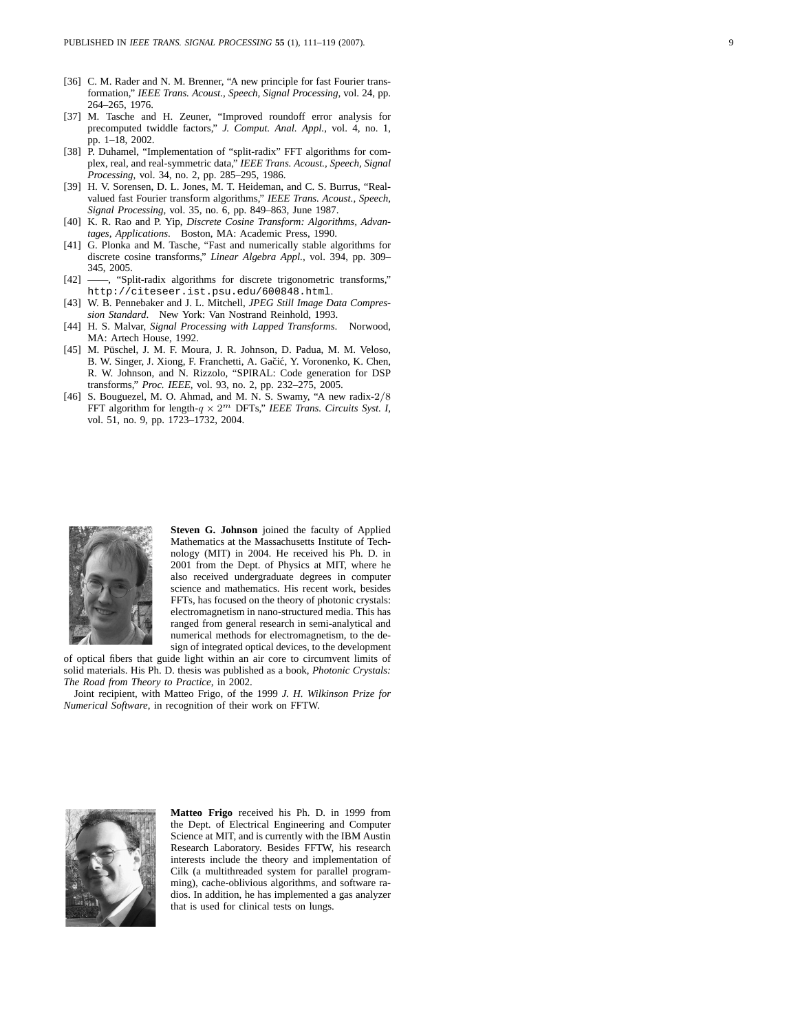[36] C. M. Rader and N. M. Brenner, "A new principle for fast Fourier transformation," *IEEE Trans. Acoust., Speech, Signal Processing*, vol. 24, pp. 264–265, 1976.

[37] M. Tasche and H. Zeuner, "Improved roundoff error analysis for precomputed twiddle factors," *J. Comput. Anal. Appl.*, vol. 4, no. 1, pp. 1–18, 2002.

[38] P. Duhamel, "Implementation of "split-radix" FFT algorithms for complex, real, and real-symmetric data," *IEEE Trans. Acoust., Speech, Signal Processing*, vol. 34, no. 2, pp. 285–295, 1986.

[39] H. V. Sorensen, D. L. Jones, M. T. Heideman, and C. S. Burrus, "Real-valued fast Fourier transform algorithms," *IEEE Trans. Acoust., Speech, Signal Processing*, vol. 35, no. 6, pp. 849–863, June 1987.

[40] K. R. Rao and P. Yip, *Discrete Cosine Transform: Algorithms, Advantages, Applications*. Boston, MA: Academic Press, 1990.

[41] G. Plonka and M. Tasche, "Fast and numerically stable algorithms for discrete cosine transforms," *Linear Algebra Appl.*, vol. 394, pp. 309–345, 2005.

[42] ——, "Split-radix algorithms for discrete trigonometric transforms," `http://citeseer.ist.psu.edu/600848.html`.

[43] W. B. Pennebaker and J. L. Mitchell, *JPEG Still Image Data Compression Standard*. New York: Van Nostrand Reinhold, 1993.

[44] H. S. Malvar, *Signal Processing with Lapped Transforms*. Norwood, MA: Artech House, 1992.

[45] M. Püschel, J. M. F. Moura, J. R. Johnson, D. Padua, M. M. Veloso, B. W. Singer, J. Xiong, F. Franchetti, A. Gačić, Y. Voronenko, K. Chen, R. W. Johnson, and N. Rizzolo, "SPIRAL: Code generation for DSP transforms," *Proc. IEEE*, vol. 93, no. 2, pp. 232–275, 2005.

[46] S. Bouguezel, M. O. Ahmad, and M. N. S. Swamy, "A new radix-$2/8$ FFT algorithm for length-$q \times 2^m$ DFTs," *IEEE Trans. Circuits Syst. I*, vol. 51, no. 9, pp. 1723–1732, 2004.

**Steven G. Johnson** joined the faculty of Applied Mathematics at the Massachusetts Institute of Technology (MIT) in 2004. He received his Ph. D. in 2001 from the Dept. of Physics at MIT, where he also received undergraduate degrees in computer science and mathematics. His recent work, besides FFTs, has focused on the theory of photonic crystals: electromagnetism in nano-structured media. This has ranged from general research in semi-analytical and numerical methods for electromagnetism, to the design of integrated optical devices, to the development of optical fibers that guide light within an air core to circumvent limits of solid materials. His Ph. D. thesis was published as a book, *Photonic Crystals: The Road from Theory to Practice*, in 2002.

Joint recipient, with Matteo Frigo, of the 1999 *J. H. Wilkinson Prize for Numerical Software*, in recognition of their work on FFTW.

**Matteo Frigo** received his Ph. D. in 1999 from the Dept. of Electrical Engineering and Computer Science at MIT, and is currently with the IBM Austin Research Laboratory. Besides FFTW, his research interests include the theory and implementation of Cilk (a multithreaded system for parallel programming), cache-oblivious algorithms, and software radios. In addition, he has implemented a gas analyzer that is used for clinical tests on lungs.